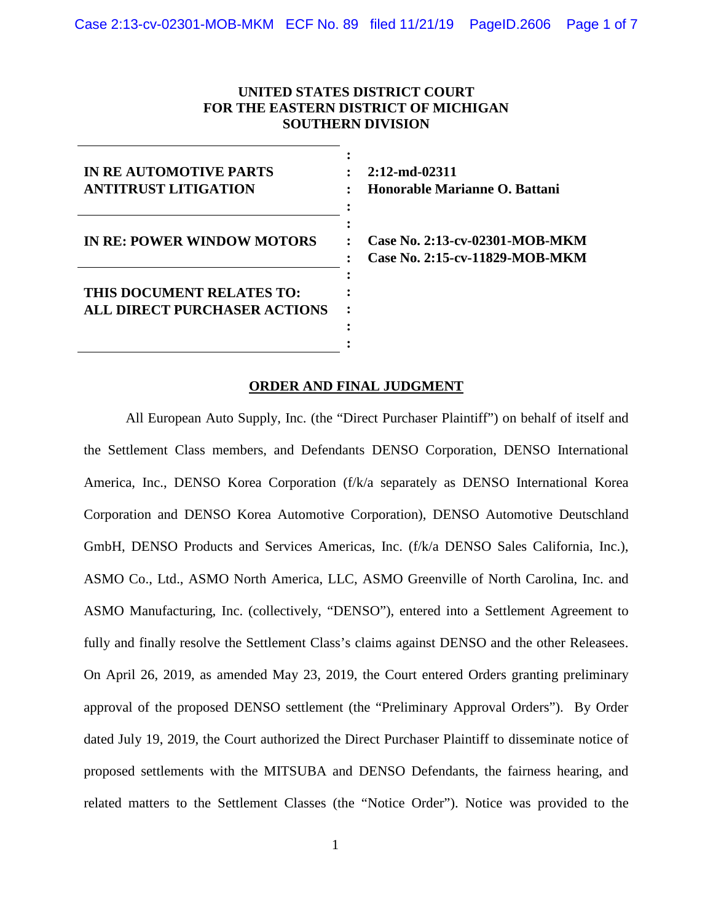**UNITED STATES DISTRICT COURT**
**FOR THE EASTERN DISTRICT OF MICHIGAN**
**SOUTHERN DIVISION**

| | |
|---|---|
| **IN RE AUTOMOTIVE PARTS ANTITRUST LITIGATION** | **2:12-md-02311** **Honorable Marianne O. Battani** |
| **IN RE: POWER WINDOW MOTORS** | **Case No. 2:13-cv-02301-MOB-MKM** **Case No. 2:15-cv-11829-MOB-MKM** |
| **THIS DOCUMENT RELATES TO: ALL DIRECT PURCHASER ACTIONS** | |

**ORDER AND FINAL JUDGMENT**

All European Auto Supply, Inc. (the "Direct Purchaser Plaintiff") on behalf of itself and the Settlement Class members, and Defendants DENSO Corporation, DENSO International America, Inc., DENSO Korea Corporation (f/k/a separately as DENSO International Korea Corporation and DENSO Korea Automotive Corporation), DENSO Automotive Deutschland GmbH, DENSO Products and Services Americas, Inc. (f/k/a DENSO Sales California, Inc.), ASMO Co., Ltd., ASMO North America, LLC, ASMO Greenville of North Carolina, Inc. and ASMO Manufacturing, Inc. (collectively, "DENSO"), entered into a Settlement Agreement to fully and finally resolve the Settlement Class's claims against DENSO and the other Releasees. On April 26, 2019, as amended May 23, 2019, the Court entered Orders granting preliminary approval of the proposed DENSO settlement (the "Preliminary Approval Orders"). By Order dated July 19, 2019, the Court authorized the Direct Purchaser Plaintiff to disseminate notice of proposed settlements with the MITSUBA and DENSO Defendants, the fairness hearing, and related matters to the Settlement Classes (the "Notice Order"). Notice was provided to the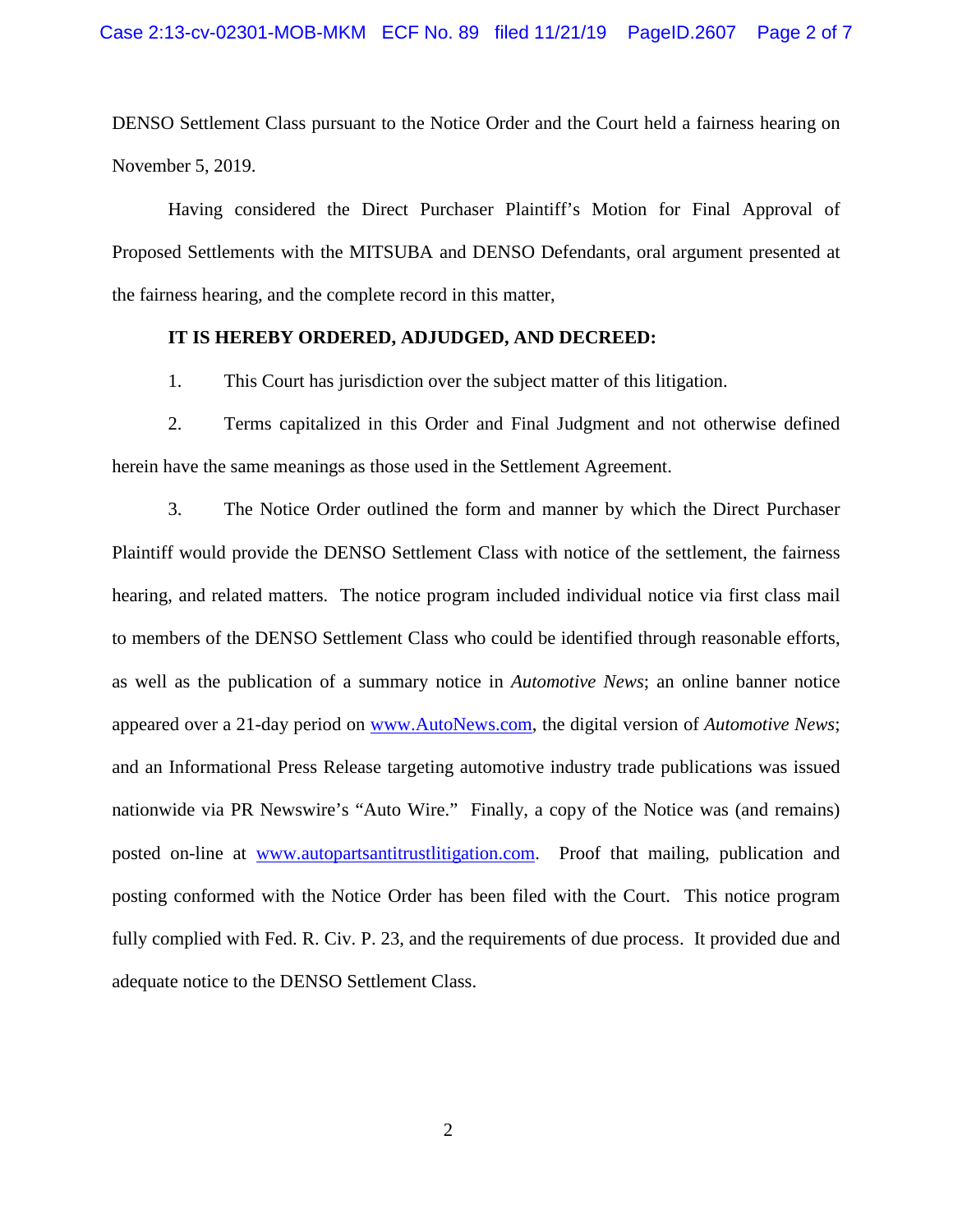DENSO Settlement Class pursuant to the Notice Order and the Court held a fairness hearing on November 5, 2019.

Having considered the Direct Purchaser Plaintiff's Motion for Final Approval of Proposed Settlements with the MITSUBA and DENSO Defendants, oral argument presented at the fairness hearing, and the complete record in this matter,

**IT IS HEREBY ORDERED, ADJUDGED, AND DECREED:**

1. This Court has jurisdiction over the subject matter of this litigation.

2. Terms capitalized in this Order and Final Judgment and not otherwise defined herein have the same meanings as those used in the Settlement Agreement.

3. The Notice Order outlined the form and manner by which the Direct Purchaser Plaintiff would provide the DENSO Settlement Class with notice of the settlement, the fairness hearing, and related matters. The notice program included individual notice via first class mail to members of the DENSO Settlement Class who could be identified through reasonable efforts, as well as the publication of a summary notice in *Automotive News*; an online banner notice appeared over a 21-day period on www.AutoNews.com, the digital version of *Automotive News*; and an Informational Press Release targeting automotive industry trade publications was issued nationwide via PR Newswire's "Auto Wire." Finally, a copy of the Notice was (and remains) posted on-line at www.autopartsantitrustlitigation.com. Proof that mailing, publication and posting conformed with the Notice Order has been filed with the Court. This notice program fully complied with Fed. R. Civ. P. 23, and the requirements of due process. It provided due and adequate notice to the DENSO Settlement Class.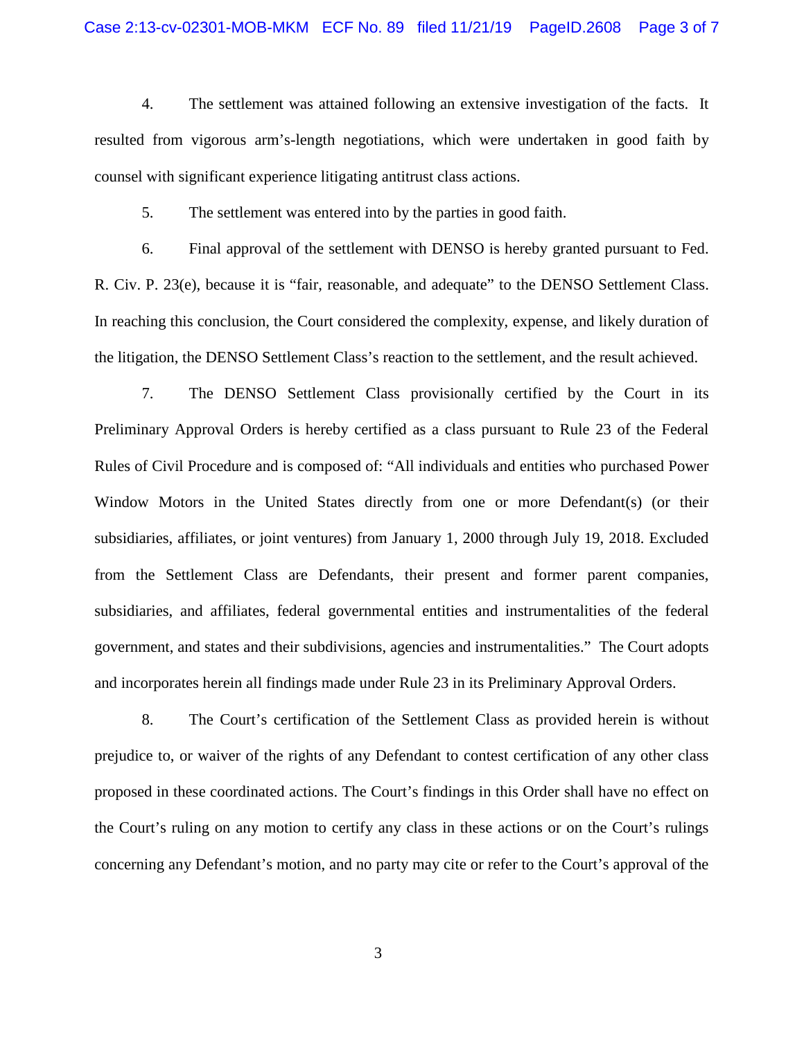4. The settlement was attained following an extensive investigation of the facts. It resulted from vigorous arm's-length negotiations, which were undertaken in good faith by counsel with significant experience litigating antitrust class actions.

5. The settlement was entered into by the parties in good faith.

6. Final approval of the settlement with DENSO is hereby granted pursuant to Fed. R. Civ. P. 23(e), because it is "fair, reasonable, and adequate" to the DENSO Settlement Class. In reaching this conclusion, the Court considered the complexity, expense, and likely duration of the litigation, the DENSO Settlement Class's reaction to the settlement, and the result achieved.

7. The DENSO Settlement Class provisionally certified by the Court in its Preliminary Approval Orders is hereby certified as a class pursuant to Rule 23 of the Federal Rules of Civil Procedure and is composed of: "All individuals and entities who purchased Power Window Motors in the United States directly from one or more Defendant(s) (or their subsidiaries, affiliates, or joint ventures) from January 1, 2000 through July 19, 2018. Excluded from the Settlement Class are Defendants, their present and former parent companies, subsidiaries, and affiliates, federal governmental entities and instrumentalities of the federal government, and states and their subdivisions, agencies and instrumentalities." The Court adopts and incorporates herein all findings made under Rule 23 in its Preliminary Approval Orders.

8. The Court's certification of the Settlement Class as provided herein is without prejudice to, or waiver of the rights of any Defendant to contest certification of any other class proposed in these coordinated actions. The Court's findings in this Order shall have no effect on the Court's ruling on any motion to certify any class in these actions or on the Court's rulings concerning any Defendant's motion, and no party may cite or refer to the Court's approval of the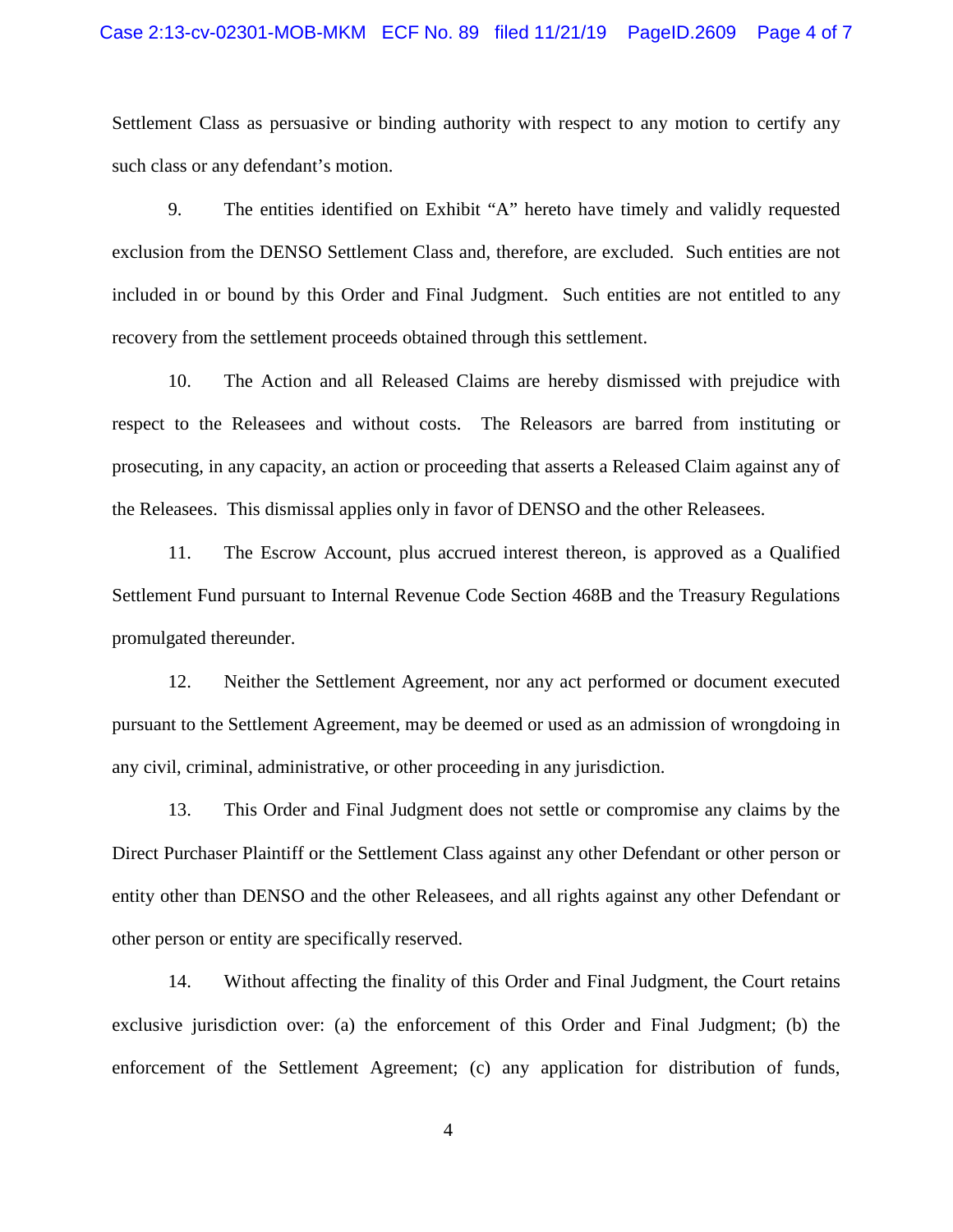Settlement Class as persuasive or binding authority with respect to any motion to certify any such class or any defendant's motion.

9. The entities identified on Exhibit "A" hereto have timely and validly requested exclusion from the DENSO Settlement Class and, therefore, are excluded. Such entities are not included in or bound by this Order and Final Judgment. Such entities are not entitled to any recovery from the settlement proceeds obtained through this settlement.

10. The Action and all Released Claims are hereby dismissed with prejudice with respect to the Releasees and without costs. The Releasors are barred from instituting or prosecuting, in any capacity, an action or proceeding that asserts a Released Claim against any of the Releasees. This dismissal applies only in favor of DENSO and the other Releasees.

11. The Escrow Account, plus accrued interest thereon, is approved as a Qualified Settlement Fund pursuant to Internal Revenue Code Section 468B and the Treasury Regulations promulgated thereunder.

12. Neither the Settlement Agreement, nor any act performed or document executed pursuant to the Settlement Agreement, may be deemed or used as an admission of wrongdoing in any civil, criminal, administrative, or other proceeding in any jurisdiction.

13. This Order and Final Judgment does not settle or compromise any claims by the Direct Purchaser Plaintiff or the Settlement Class against any other Defendant or other person or entity other than DENSO and the other Releasees, and all rights against any other Defendant or other person or entity are specifically reserved.

14. Without affecting the finality of this Order and Final Judgment, the Court retains exclusive jurisdiction over: (a) the enforcement of this Order and Final Judgment; (b) the enforcement of the Settlement Agreement; (c) any application for distribution of funds,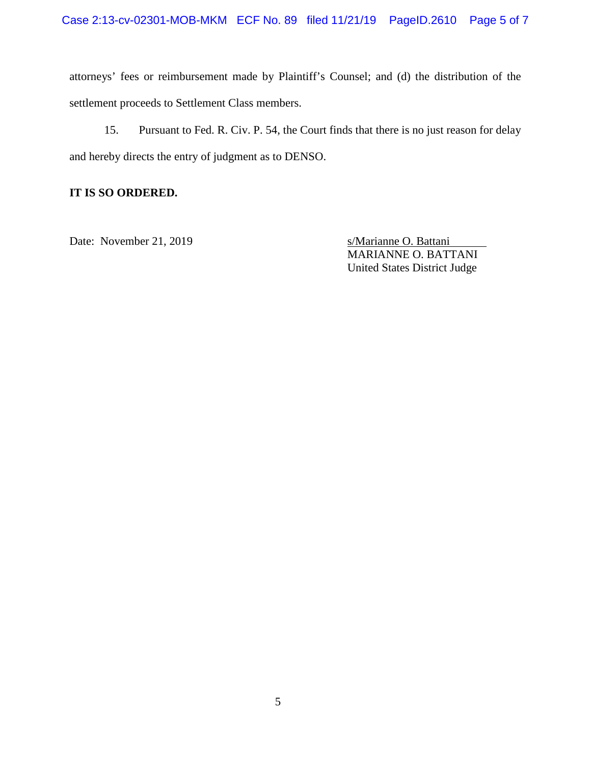attorneys' fees or reimbursement made by Plaintiff's Counsel; and (d) the distribution of the settlement proceeds to Settlement Class members.

15. Pursuant to Fed. R. Civ. P. 54, the Court finds that there is no just reason for delay and hereby directs the entry of judgment as to DENSO.

**IT IS SO ORDERED.**

Date: November 21, 2019

s/Marianne O. Battani
MARIANNE O. BATTANI
United States District Judge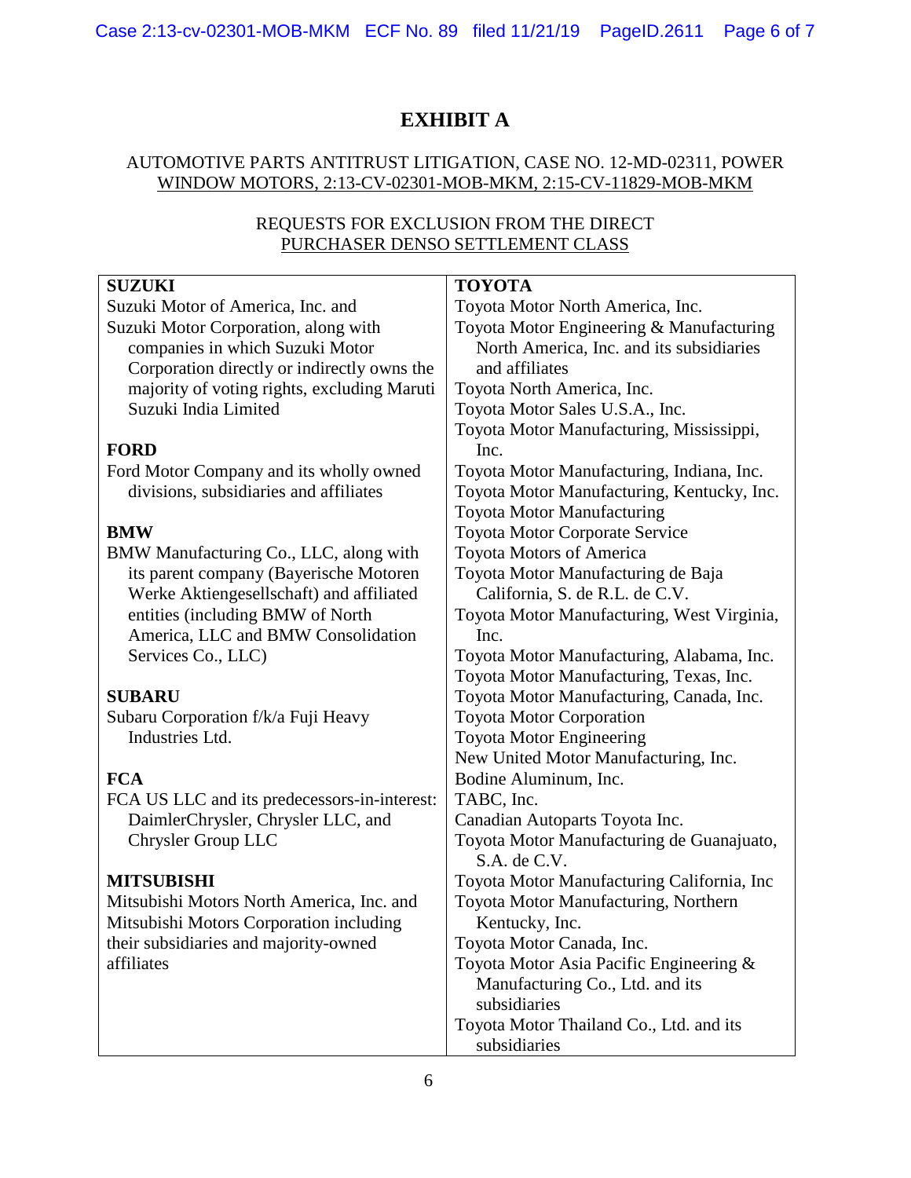# EXHIBIT A

AUTOMOTIVE PARTS ANTITRUST LITIGATION, CASE NO. 12-MD-02311, POWER WINDOW MOTORS, 2:13-CV-02301-MOB-MKM, 2:15-CV-11829-MOB-MKM

REQUESTS FOR EXCLUSION FROM THE DIRECT PURCHASER DENSO SETTLEMENT CLASS

**SUZUKI**

Suzuki Motor of America, Inc. and
Suzuki Motor Corporation, along with companies in which Suzuki Motor Corporation directly or indirectly owns the majority of voting rights, excluding Maruti Suzuki India Limited

**FORD**

Ford Motor Company and its wholly owned divisions, subsidiaries and affiliates

**BMW**

BMW Manufacturing Co., LLC, along with its parent company (Bayerische Motoren Werke Aktiengesellschaft) and affiliated entities (including BMW of North America, LLC and BMW Consolidation Services Co., LLC)

**SUBARU**

Subaru Corporation f/k/a Fuji Heavy Industries Ltd.

**FCA**

FCA US LLC and its predecessors-in-interest: DaimlerChrysler, Chrysler LLC, and Chrysler Group LLC

**MITSUBISHI**

Mitsubishi Motors North America, Inc. and
Mitsubishi Motors Corporation including their subsidiaries and majority-owned affiliates

**TOYOTA**

Toyota Motor North America, Inc.
Toyota Motor Engineering & Manufacturing North America, Inc. and its subsidiaries and affiliates
Toyota North America, Inc.
Toyota Motor Sales U.S.A., Inc.
Toyota Motor Manufacturing, Mississippi, Inc.
Toyota Motor Manufacturing, Indiana, Inc.
Toyota Motor Manufacturing, Kentucky, Inc.
Toyota Motor Manufacturing
Toyota Motor Corporate Service
Toyota Motors of America
Toyota Motor Manufacturing de Baja California, S. de R.L. de C.V.
Toyota Motor Manufacturing, West Virginia, Inc.
Toyota Motor Manufacturing, Alabama, Inc.
Toyota Motor Manufacturing, Texas, Inc.
Toyota Motor Manufacturing, Canada, Inc.
Toyota Motor Corporation
Toyota Motor Engineering
New United Motor Manufacturing, Inc.
Bodine Aluminum, Inc.
TABC, Inc.
Canadian Autoparts Toyota Inc.
Toyota Motor Manufacturing de Guanajuato, S.A. de C.V.
Toyota Motor Manufacturing California, Inc
Toyota Motor Manufacturing, Northern Kentucky, Inc.
Toyota Motor Canada, Inc.
Toyota Motor Asia Pacific Engineering & Manufacturing Co., Ltd. and its subsidiaries
Toyota Motor Thailand Co., Ltd. and its subsidiaries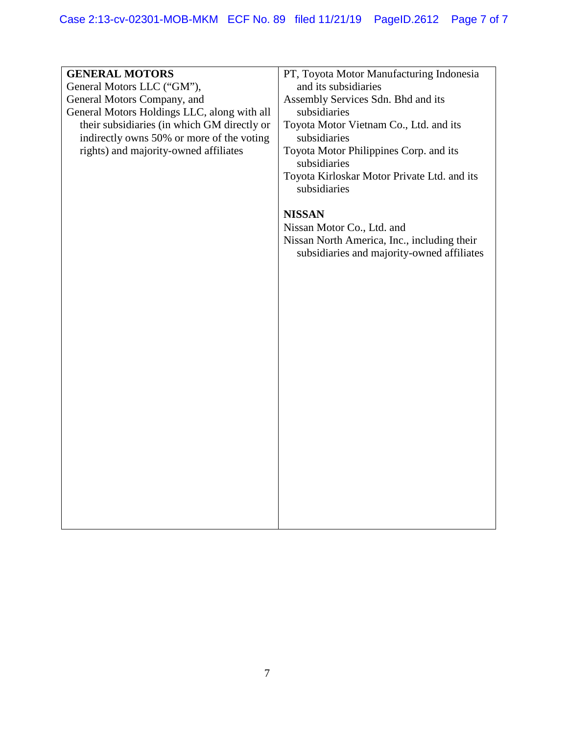| | |
|---|---|
| **GENERAL MOTORS**<br>General Motors LLC ("GM"),<br>General Motors Company, and<br>General Motors Holdings LLC, along with all their subsidiaries (in which GM directly or indirectly owns 50% or more of the voting rights) and majority-owned affiliates | PT, Toyota Motor Manufacturing Indonesia and its subsidiaries<br>Assembly Services Sdn. Bhd and its subsidiaries<br>Toyota Motor Vietnam Co., Ltd. and its subsidiaries<br>Toyota Motor Philippines Corp. and its subsidiaries<br>Toyota Kirloskar Motor Private Ltd. and its subsidiaries<br><br>**NISSAN**<br>Nissan Motor Co., Ltd. and<br>Nissan North America, Inc., including their subsidiaries and majority-owned affiliates |